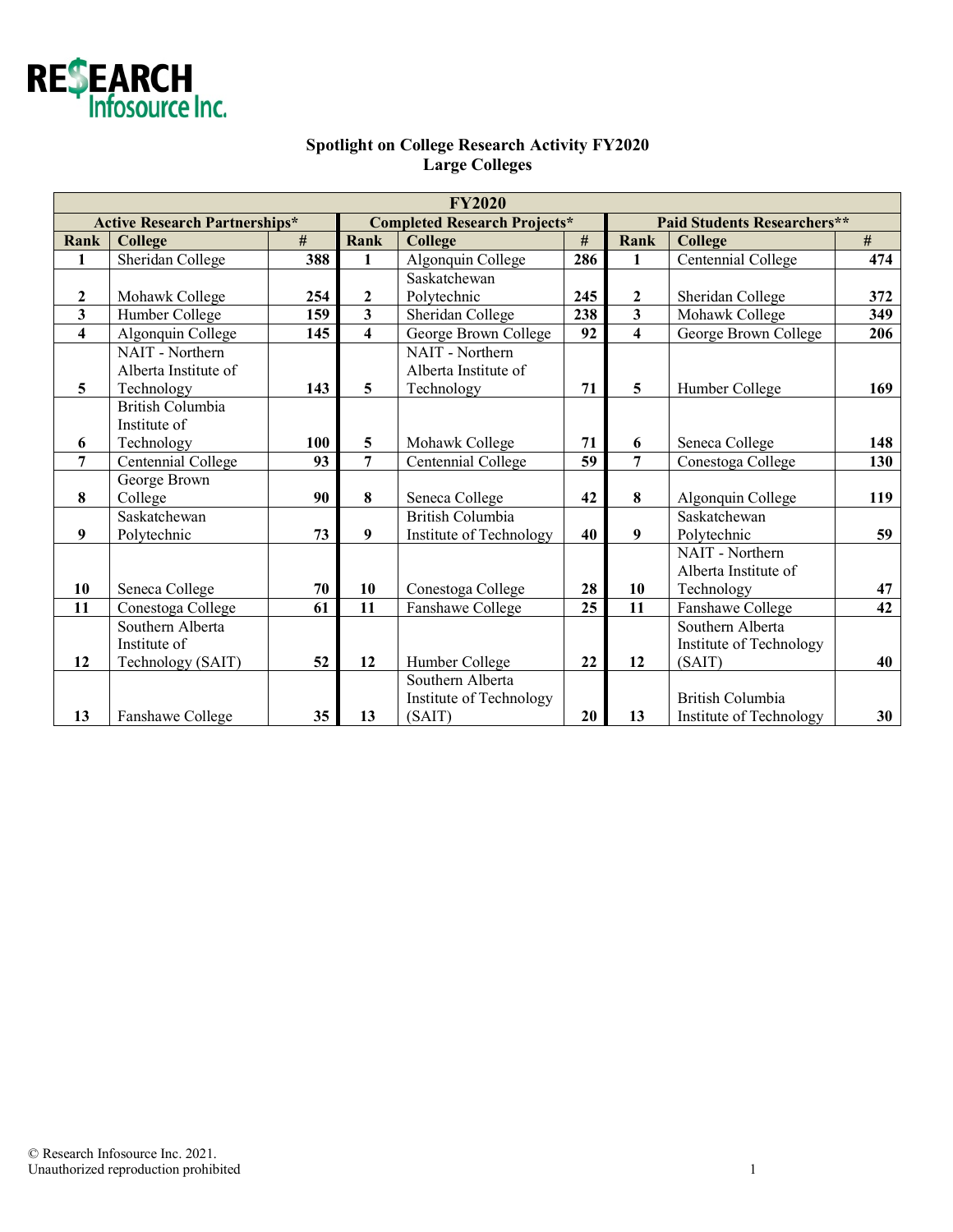RESEARCH Infosource Inc.

## Spotlight on College Research Activity FY2020
## Large Colleges

| FY2020 | | | | | | | | |
|---|---|---|---|---|---|---|---|---|
| **Active Research Partnerships*** | | | **Completed Research Projects*** | | | **Paid Students Researchers**** | | |
| **Rank** | **College** | **#** | **Rank** | **College** | **#** | **Rank** | **College** | **#** |
| **1** | Sheridan College | **388** | **1** | Algonquin College | **286** | **1** | Centennial College | **474** |
| **2** | Mohawk College | **254** | **2** | Saskatchewan Polytechnic | **245** | **2** | Sheridan College | **372** |
| **3** | Humber College | **159** | **3** | Sheridan College | **238** | **3** | Mohawk College | **349** |
| **4** | Algonquin College | **145** | **4** | George Brown College | **92** | **4** | George Brown College | **206** |
| **5** | NAIT - Northern Alberta Institute of Technology | **143** | **5** | NAIT - Northern Alberta Institute of Technology | **71** | **5** | Humber College | **169** |
| **6** | British Columbia Institute of Technology | **100** | **5** | Mohawk College | **71** | **6** | Seneca College | **148** |
| **7** | Centennial College | **93** | **7** | Centennial College | **59** | **7** | Conestoga College | **130** |
| **8** | George Brown College | **90** | **8** | Seneca College | **42** | **8** | Algonquin College | **119** |
| **9** | Saskatchewan Polytechnic | **73** | **9** | British Columbia Institute of Technology | **40** | **9** | Saskatchewan Polytechnic | **59** |
| **10** | Seneca College | **70** | **10** | Conestoga College | **28** | **10** | NAIT - Northern Alberta Institute of Technology | **47** |
| **11** | Conestoga College | **61** | **11** | Fanshawe College | **25** | **11** | Fanshawe College | **42** |
| **12** | Southern Alberta Institute of Technology (SAIT) | **52** | **12** | Humber College | **22** | **12** | Southern Alberta Institute of Technology (SAIT) | **40** |
| **13** | Fanshawe College | **35** | **13** | Southern Alberta Institute of Technology (SAIT) | **20** | **13** | British Columbia Institute of Technology | **30** |

© Research Infosource Inc. 2021.
Unauthorized reproduction prohibited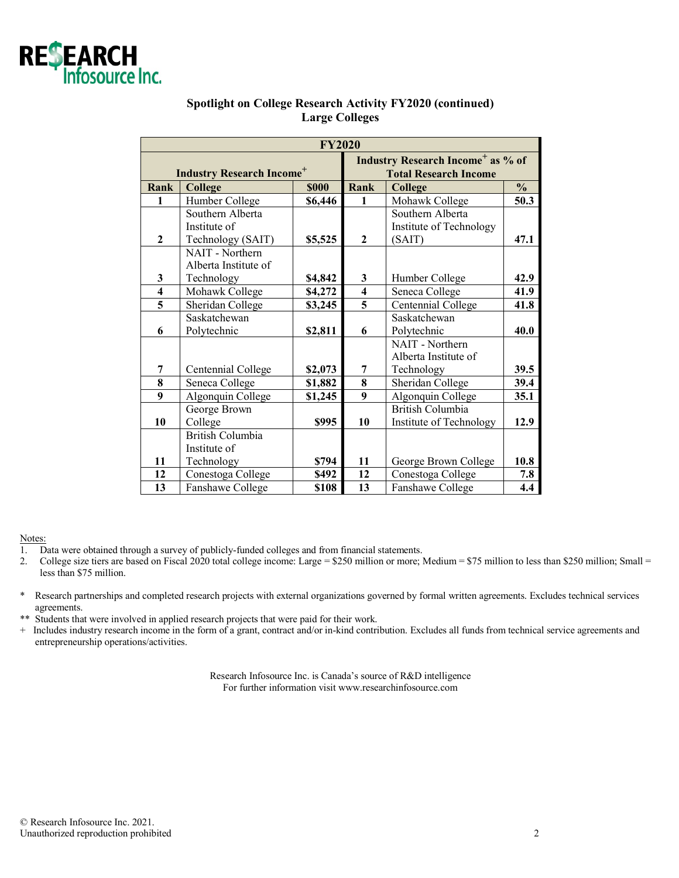## Spotlight on College Research Activity FY2020 (continued)
## Large Colleges

| FY2020 | | | | | |
|---|---|---|---|---|---|
| Industry Research Income+ | | | Industry Research Income+ as % of Total Research Income | | |
| Rank | College | $000 | Rank | College | % |
| 1 | Humber College | $6,446 | 1 | Mohawk College | 50.3 |
| 2 | Southern Alberta Institute of Technology (SAIT) | $5,525 | 2 | Southern Alberta Institute of Technology (SAIT) | 47.1 |
| 3 | NAIT - Northern Alberta Institute of Technology | $4,842 | 3 | Humber College | 42.9 |
| 4 | Mohawk College | $4,272 | 4 | Seneca College | 41.9 |
| 5 | Sheridan College | $3,245 | 5 | Centennial College | 41.8 |
| 6 | Saskatchewan Polytechnic | $2,811 | 6 | Saskatchewan Polytechnic | 40.0 |
| 7 | Centennial College | $2,073 | 7 | NAIT - Northern Alberta Institute of Technology | 39.5 |
| 8 | Seneca College | $1,882 | 8 | Sheridan College | 39.4 |
| 9 | Algonquin College | $1,245 | 9 | Algonquin College | 35.1 |
| 10 | George Brown College | $995 | 10 | British Columbia Institute of Technology | 12.9 |
| 11 | British Columbia Institute of Technology | $794 | 11 | George Brown College | 10.8 |
| 12 | Conestoga College | $492 | 12 | Conestoga College | 7.8 |
| 13 | Fanshawe College | $108 | 13 | Fanshawe College | 4.4 |

Notes:

1. Data were obtained through a survey of publicly-funded colleges and from financial statements.
2. College size tiers are based on Fiscal 2020 total college income: Large = $250 million or more; Medium = $75 million to less than $250 million; Small = less than $75 million.

\* Research partnerships and completed research projects with external organizations governed by formal written agreements. Excludes technical services agreements.

\*\* Students that were involved in applied research projects that were paid for their work.

\+ Includes industry research income in the form of a grant, contract and/or in-kind contribution. Excludes all funds from technical service agreements and entrepreneurship operations/activities.

Research Infosource Inc. is Canada's source of R&D intelligence
For further information visit www.researchinfosource.com

© Research Infosource Inc. 2021.
Unauthorized reproduction prohibited